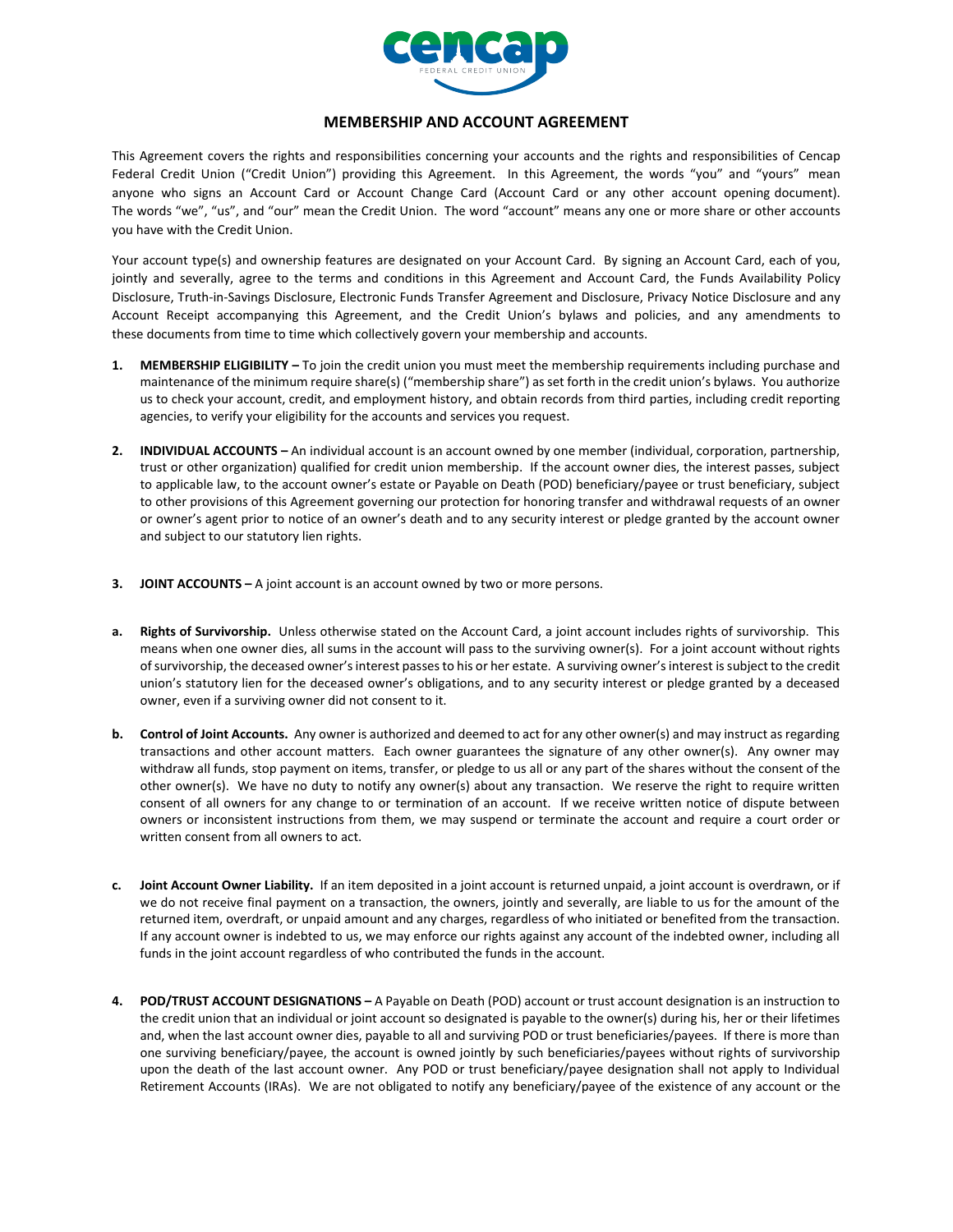# MEMBERSHIP AND ACCOUNT AGREEMENT

This Agreement covers the rights and responsibilities concerning your accounts and the rights and responsibilities of Cencap Federal Credit Union ("Credit Union") providing this Agreement. In this Agreement, the words "you" and "yours" mean anyone who signs an Account Card or Account Change Card (Account Card or any other account opening document). The words "we", "us", and "our" mean the Credit Union. The word "account" means any one or more share or other accounts you have with the Credit Union.

Your account type(s) and ownership features are designated on your Account Card. By signing an Account Card, each of you, jointly and severally, agree to the terms and conditions in this Agreement and Account Card, the Funds Availability Policy Disclosure, Truth-in-Savings Disclosure, Electronic Funds Transfer Agreement and Disclosure, Privacy Notice Disclosure and any Account Receipt accompanying this Agreement, and the Credit Union's bylaws and policies, and any amendments to these documents from time to time which collectively govern your membership and accounts.

1. **MEMBERSHIP ELIGIBILITY –** To join the credit union you must meet the membership requirements including purchase and maintenance of the minimum require share(s) ("membership share") as set forth in the credit union's bylaws. You authorize us to check your account, credit, and employment history, and obtain records from third parties, including credit reporting agencies, to verify your eligibility for the accounts and services you request.

2. **INDIVIDUAL ACCOUNTS –** An individual account is an account owned by one member (individual, corporation, partnership, trust or other organization) qualified for credit union membership. If the account owner dies, the interest passes, subject to applicable law, to the account owner's estate or Payable on Death (POD) beneficiary/payee or trust beneficiary, subject to other provisions of this Agreement governing our protection for honoring transfer and withdrawal requests of an owner or owner's agent prior to notice of an owner's death and to any security interest or pledge granted by the account owner and subject to our statutory lien rights.

3. **JOINT ACCOUNTS –** A joint account is an account owned by two or more persons.

   a. **Rights of Survivorship.** Unless otherwise stated on the Account Card, a joint account includes rights of survivorship. This means when one owner dies, all sums in the account will pass to the surviving owner(s). For a joint account without rights of survivorship, the deceased owner's interest passes to his or her estate. A surviving owner's interest is subject to the credit union's statutory lien for the deceased owner's obligations, and to any security interest or pledge granted by a deceased owner, even if a surviving owner did not consent to it.

   b. **Control of Joint Accounts.** Any owner is authorized and deemed to act for any other owner(s) and may instruct as regarding transactions and other account matters. Each owner guarantees the signature of any other owner(s). Any owner may withdraw all funds, stop payment on items, transfer, or pledge to us all or any part of the shares without the consent of the other owner(s). We have no duty to notify any owner(s) about any transaction. We reserve the right to require written consent of all owners for any change to or termination of an account. If we receive written notice of dispute between owners or inconsistent instructions from them, we may suspend or terminate the account and require a court order or written consent from all owners to act.

   c. **Joint Account Owner Liability.** If an item deposited in a joint account is returned unpaid, a joint account is overdrawn, or if we do not receive final payment on a transaction, the owners, jointly and severally, are liable to us for the amount of the returned item, overdraft, or unpaid amount and any charges, regardless of who initiated or benefited from the transaction. If any account owner is indebted to us, we may enforce our rights against any account of the indebted owner, including all funds in the joint account regardless of who contributed the funds in the account.

4. **POD/TRUST ACCOUNT DESIGNATIONS –** A Payable on Death (POD) account or trust account designation is an instruction to the credit union that an individual or joint account so designated is payable to the owner(s) during his, her or their lifetimes and, when the last account owner dies, payable to all and surviving POD or trust beneficiaries/payees. If there is more than one surviving beneficiary/payee, the account is owned jointly by such beneficiaries/payees without rights of survivorship upon the death of the last account owner. Any POD or trust beneficiary/payee designation shall not apply to Individual Retirement Accounts (IRAs). We are not obligated to notify any beneficiary/payee of the existence of any account or the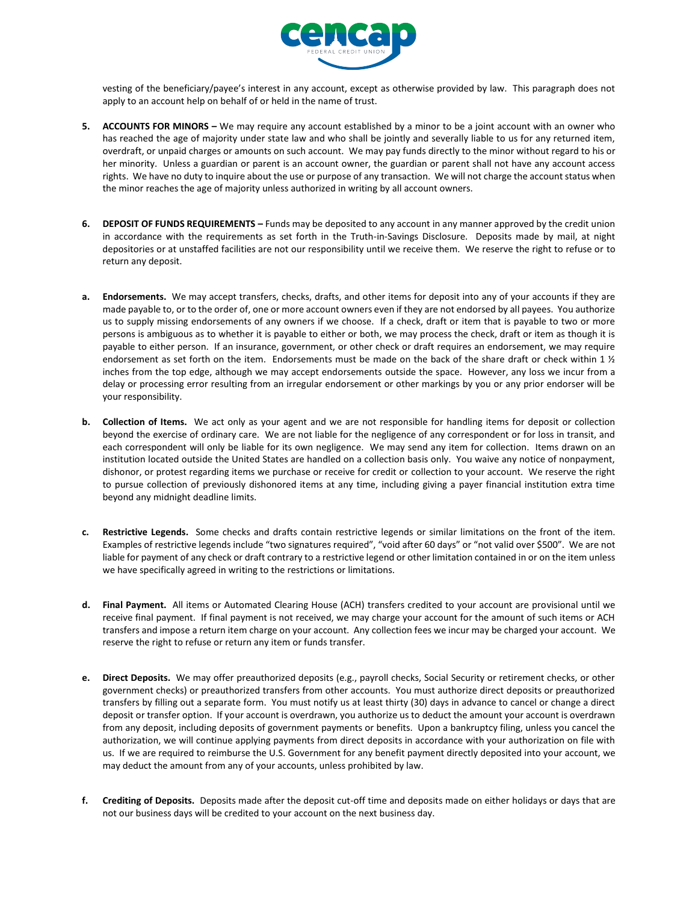vesting of the beneficiary/payee's interest in any account, except as otherwise provided by law. This paragraph does not apply to an account help on behalf of or held in the name of trust.

5. **ACCOUNTS FOR MINORS –** We may require any account established by a minor to be a joint account with an owner who has reached the age of majority under state law and who shall be jointly and severally liable to us for any returned item, overdraft, or unpaid charges or amounts on such account. We may pay funds directly to the minor without regard to his or her minority. Unless a guardian or parent is an account owner, the guardian or parent shall not have any account access rights. We have no duty to inquire about the use or purpose of any transaction. We will not charge the account status when the minor reaches the age of majority unless authorized in writing by all account owners.

6. **DEPOSIT OF FUNDS REQUIREMENTS –** Funds may be deposited to any account in any manner approved by the credit union in accordance with the requirements as set forth in the Truth-in-Savings Disclosure. Deposits made by mail, at night depositories or at unstaffed facilities are not our responsibility until we receive them. We reserve the right to refuse or to return any deposit.

**a. Endorsements.** We may accept transfers, checks, drafts, and other items for deposit into any of your accounts if they are made payable to, or to the order of, one or more account owners even if they are not endorsed by all payees. You authorize us to supply missing endorsements of any owners if we choose. If a check, draft or item that is payable to two or more persons is ambiguous as to whether it is payable to either or both, we may process the check, draft or item as though it is payable to either person. If an insurance, government, or other check or draft requires an endorsement, we may require endorsement as set forth on the item. Endorsements must be made on the back of the share draft or check within 1 ½ inches from the top edge, although we may accept endorsements outside the space. However, any loss we incur from a delay or processing error resulting from an irregular endorsement or other markings by you or any prior endorser will be your responsibility.

**b. Collection of Items.** We act only as your agent and we are not responsible for handling items for deposit or collection beyond the exercise of ordinary care. We are not liable for the negligence of any correspondent or for loss in transit, and each correspondent will only be liable for its own negligence. We may send any item for collection. Items drawn on an institution located outside the United States are handled on a collection basis only. You waive any notice of nonpayment, dishonor, or protest regarding items we purchase or receive for credit or collection to your account. We reserve the right to pursue collection of previously dishonored items at any time, including giving a payer financial institution extra time beyond any midnight deadline limits.

**c. Restrictive Legends.** Some checks and drafts contain restrictive legends or similar limitations on the front of the item. Examples of restrictive legends include "two signatures required", "void after 60 days" or "not valid over $500". We are not liable for payment of any check or draft contrary to a restrictive legend or other limitation contained in or on the item unless we have specifically agreed in writing to the restrictions or limitations.

**d. Final Payment.** All items or Automated Clearing House (ACH) transfers credited to your account are provisional until we receive final payment. If final payment is not received, we may charge your account for the amount of such items or ACH transfers and impose a return item charge on your account. Any collection fees we incur may be charged your account. We reserve the right to refuse or return any item or funds transfer.

**e. Direct Deposits.** We may offer preauthorized deposits (e.g., payroll checks, Social Security or retirement checks, or other government checks) or preauthorized transfers from other accounts. You must authorize direct deposits or preauthorized transfers by filling out a separate form. You must notify us at least thirty (30) days in advance to cancel or change a direct deposit or transfer option. If your account is overdrawn, you authorize us to deduct the amount your account is overdrawn from any deposit, including deposits of government payments or benefits. Upon a bankruptcy filing, unless you cancel the authorization, we will continue applying payments from direct deposits in accordance with your authorization on file with us. If we are required to reimburse the U.S. Government for any benefit payment directly deposited into your account, we may deduct the amount from any of your accounts, unless prohibited by law.

**f. Crediting of Deposits.** Deposits made after the deposit cut-off time and deposits made on either holidays or days that are not our business days will be credited to your account on the next business day.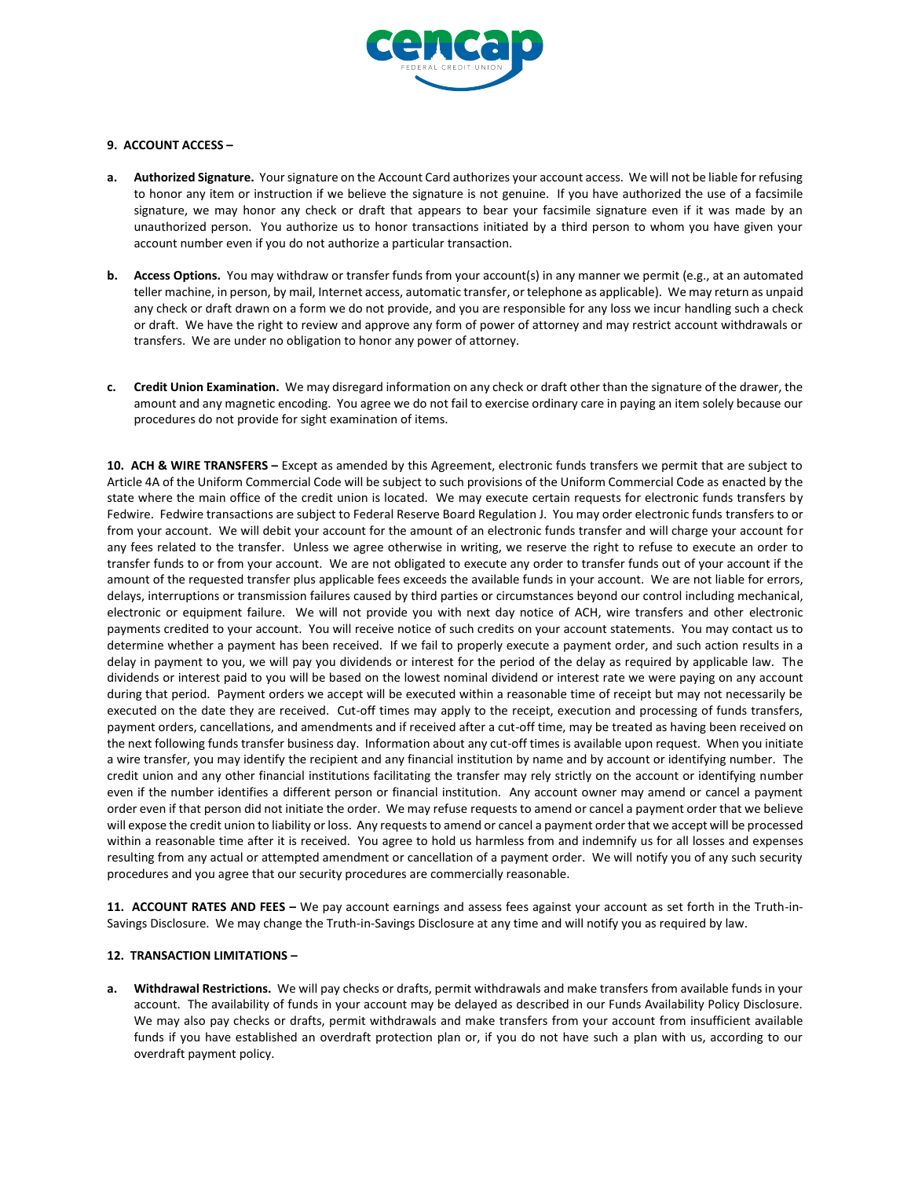**9. ACCOUNT ACCESS –**

**a. Authorized Signature.** Your signature on the Account Card authorizes your account access. We will not be liable for refusing to honor any item or instruction if we believe the signature is not genuine. If you have authorized the use of a facsimile signature, we may honor any check or draft that appears to bear your facsimile signature even if it was made by an unauthorized person. You authorize us to honor transactions initiated by a third person to whom you have given your account number even if you do not authorize a particular transaction.

**b. Access Options.** You may withdraw or transfer funds from your account(s) in any manner we permit (e.g., at an automated teller machine, in person, by mail, Internet access, automatic transfer, or telephone as applicable). We may return as unpaid any check or draft drawn on a form we do not provide, and you are responsible for any loss we incur handling such a check or draft. We have the right to review and approve any form of power of attorney and may restrict account withdrawals or transfers. We are under no obligation to honor any power of attorney.

**c. Credit Union Examination.** We may disregard information on any check or draft other than the signature of the drawer, the amount and any magnetic encoding. You agree we do not fail to exercise ordinary care in paying an item solely because our procedures do not provide for sight examination of items.

**10. ACH & WIRE TRANSFERS –** Except as amended by this Agreement, electronic funds transfers we permit that are subject to Article 4A of the Uniform Commercial Code will be subject to such provisions of the Uniform Commercial Code as enacted by the state where the main office of the credit union is located. We may execute certain requests for electronic funds transfers by Fedwire. Fedwire transactions are subject to Federal Reserve Board Regulation J. You may order electronic funds transfers to or from your account. We will debit your account for the amount of an electronic funds transfer and will charge your account for any fees related to the transfer. Unless we agree otherwise in writing, we reserve the right to refuse to execute an order to transfer funds to or from your account. We are not obligated to execute any order to transfer funds out of your account if the amount of the requested transfer plus applicable fees exceeds the available funds in your account. We are not liable for errors, delays, interruptions or transmission failures caused by third parties or circumstances beyond our control including mechanical, electronic or equipment failure. We will not provide you with next day notice of ACH, wire transfers and other electronic payments credited to your account. You will receive notice of such credits on your account statements. You may contact us to determine whether a payment has been received. If we fail to properly execute a payment order, and such action results in a delay in payment to you, we will pay you dividends or interest for the period of the delay as required by applicable law. The dividends or interest paid to you will be based on the lowest nominal dividend or interest rate we were paying on any account during that period. Payment orders we accept will be executed within a reasonable time of receipt but may not necessarily be executed on the date they are received. Cut-off times may apply to the receipt, execution and processing of funds transfers, payment orders, cancellations, and amendments and if received after a cut-off time, may be treated as having been received on the next following funds transfer business day. Information about any cut-off times is available upon request. When you initiate a wire transfer, you may identify the recipient and any financial institution by name and by account or identifying number. The credit union and any other financial institutions facilitating the transfer may rely strictly on the account or identifying number even if the number identifies a different person or financial institution. Any account owner may amend or cancel a payment order even if that person did not initiate the order. We may refuse requests to amend or cancel a payment order that we believe will expose the credit union to liability or loss. Any requests to amend or cancel a payment order that we accept will be processed within a reasonable time after it is received. You agree to hold us harmless from and indemnify us for all losses and expenses resulting from any actual or attempted amendment or cancellation of a payment order. We will notify you of any such security procedures and you agree that our security procedures are commercially reasonable.

**11. ACCOUNT RATES AND FEES –** We pay account earnings and assess fees against your account as set forth in the Truth-in-Savings Disclosure. We may change the Truth-in-Savings Disclosure at any time and will notify you as required by law.

**12. TRANSACTION LIMITATIONS –**

**a. Withdrawal Restrictions.** We will pay checks or drafts, permit withdrawals and make transfers from available funds in your account. The availability of funds in your account may be delayed as described in our Funds Availability Policy Disclosure. We may also pay checks or drafts, permit withdrawals and make transfers from your account from insufficient available funds if you have established an overdraft protection plan or, if you do not have such a plan with us, according to our overdraft payment policy.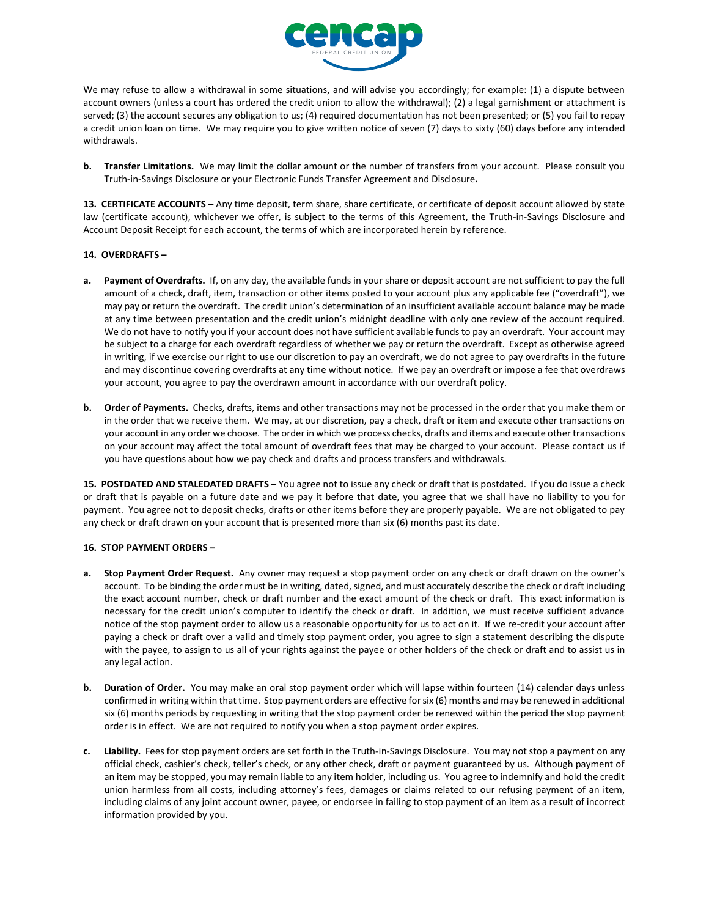We may refuse to allow a withdrawal in some situations, and will advise you accordingly; for example: (1) a dispute between account owners (unless a court has ordered the credit union to allow the withdrawal); (2) a legal garnishment or attachment is served; (3) the account secures any obligation to us; (4) required documentation has not been presented; or (5) you fail to repay a credit union loan on time. We may require you to give written notice of seven (7) days to sixty (60) days before any intended withdrawals.

**b. Transfer Limitations.** We may limit the dollar amount or the number of transfers from your account. Please consult you Truth-in-Savings Disclosure or your Electronic Funds Transfer Agreement and Disclosure**.**

**13. CERTIFICATE ACCOUNTS –** Any time deposit, term share, share certificate, or certificate of deposit account allowed by state law (certificate account), whichever we offer, is subject to the terms of this Agreement, the Truth-in-Savings Disclosure and Account Deposit Receipt for each account, the terms of which are incorporated herein by reference.

**14. OVERDRAFTS –**

**a. Payment of Overdrafts.** If, on any day, the available funds in your share or deposit account are not sufficient to pay the full amount of a check, draft, item, transaction or other items posted to your account plus any applicable fee ("overdraft"), we may pay or return the overdraft. The credit union's determination of an insufficient available account balance may be made at any time between presentation and the credit union's midnight deadline with only one review of the account required. We do not have to notify you if your account does not have sufficient available funds to pay an overdraft. Your account may be subject to a charge for each overdraft regardless of whether we pay or return the overdraft. Except as otherwise agreed in writing, if we exercise our right to use our discretion to pay an overdraft, we do not agree to pay overdrafts in the future and may discontinue covering overdrafts at any time without notice. If we pay an overdraft or impose a fee that overdraws your account, you agree to pay the overdrawn amount in accordance with our overdraft policy.

**b. Order of Payments.** Checks, drafts, items and other transactions may not be processed in the order that you make them or in the order that we receive them. We may, at our discretion, pay a check, draft or item and execute other transactions on your account in any order we choose. The order in which we process checks, drafts and items and execute other transactions on your account may affect the total amount of overdraft fees that may be charged to your account. Please contact us if you have questions about how we pay check and drafts and process transfers and withdrawals.

**15. POSTDATED AND STALEDATED DRAFTS –** You agree not to issue any check or draft that is postdated. If you do issue a check or draft that is payable on a future date and we pay it before that date, you agree that we shall have no liability to you for payment. You agree not to deposit checks, drafts or other items before they are properly payable. We are not obligated to pay any check or draft drawn on your account that is presented more than six (6) months past its date.

**16. STOP PAYMENT ORDERS –**

**a. Stop Payment Order Request.** Any owner may request a stop payment order on any check or draft drawn on the owner's account. To be binding the order must be in writing, dated, signed, and must accurately describe the check or draft including the exact account number, check or draft number and the exact amount of the check or draft. This exact information is necessary for the credit union's computer to identify the check or draft. In addition, we must receive sufficient advance notice of the stop payment order to allow us a reasonable opportunity for us to act on it. If we re-credit your account after paying a check or draft over a valid and timely stop payment order, you agree to sign a statement describing the dispute with the payee, to assign to us all of your rights against the payee or other holders of the check or draft and to assist us in any legal action.

**b. Duration of Order.** You may make an oral stop payment order which will lapse within fourteen (14) calendar days unless confirmed in writing within that time. Stop payment orders are effective for six (6) months and may be renewed in additional six (6) months periods by requesting in writing that the stop payment order be renewed within the period the stop payment order is in effect. We are not required to notify you when a stop payment order expires.

**c. Liability.** Fees for stop payment orders are set forth in the Truth-in-Savings Disclosure. You may not stop a payment on any official check, cashier's check, teller's check, or any other check, draft or payment guaranteed by us. Although payment of an item may be stopped, you may remain liable to any item holder, including us. You agree to indemnify and hold the credit union harmless from all costs, including attorney's fees, damages or claims related to our refusing payment of an item, including claims of any joint account owner, payee, or endorsee in failing to stop payment of an item as a result of incorrect information provided by you.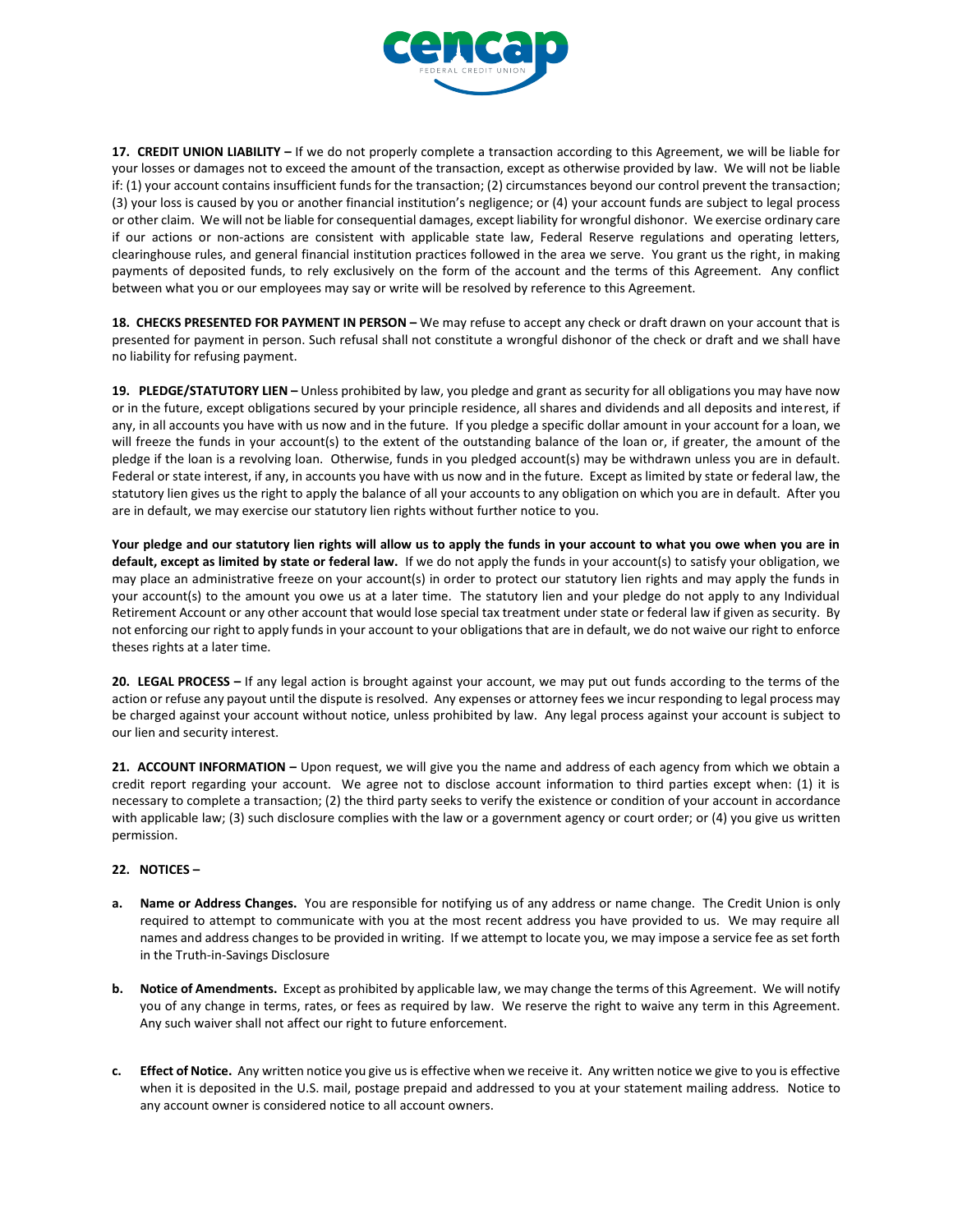**17. CREDIT UNION LIABILITY –** If we do not properly complete a transaction according to this Agreement, we will be liable for your losses or damages not to exceed the amount of the transaction, except as otherwise provided by law. We will not be liable if: (1) your account contains insufficient funds for the transaction; (2) circumstances beyond our control prevent the transaction; (3) your loss is caused by you or another financial institution's negligence; or (4) your account funds are subject to legal process or other claim. We will not be liable for consequential damages, except liability for wrongful dishonor. We exercise ordinary care if our actions or non-actions are consistent with applicable state law, Federal Reserve regulations and operating letters, clearinghouse rules, and general financial institution practices followed in the area we serve. You grant us the right, in making payments of deposited funds, to rely exclusively on the form of the account and the terms of this Agreement. Any conflict between what you or our employees may say or write will be resolved by reference to this Agreement.

**18. CHECKS PRESENTED FOR PAYMENT IN PERSON –** We may refuse to accept any check or draft drawn on your account that is presented for payment in person. Such refusal shall not constitute a wrongful dishonor of the check or draft and we shall have no liability for refusing payment.

**19. PLEDGE/STATUTORY LIEN –** Unless prohibited by law, you pledge and grant as security for all obligations you may have now or in the future, except obligations secured by your principle residence, all shares and dividends and all deposits and interest, if any, in all accounts you have with us now and in the future. If you pledge a specific dollar amount in your account for a loan, we will freeze the funds in your account(s) to the extent of the outstanding balance of the loan or, if greater, the amount of the pledge if the loan is a revolving loan. Otherwise, funds in you pledged account(s) may be withdrawn unless you are in default. Federal or state interest, if any, in accounts you have with us now and in the future. Except as limited by state or federal law, the statutory lien gives us the right to apply the balance of all your accounts to any obligation on which you are in default. After you are in default, we may exercise our statutory lien rights without further notice to you.

**Your pledge and our statutory lien rights will allow us to apply the funds in your account to what you owe when you are in default, except as limited by state or federal law.** If we do not apply the funds in your account(s) to satisfy your obligation, we may place an administrative freeze on your account(s) in order to protect our statutory lien rights and may apply the funds in your account(s) to the amount you owe us at a later time. The statutory lien and your pledge do not apply to any Individual Retirement Account or any other account that would lose special tax treatment under state or federal law if given as security. By not enforcing our right to apply funds in your account to your obligations that are in default, we do not waive our right to enforce theses rights at a later time.

**20. LEGAL PROCESS –** If any legal action is brought against your account, we may put out funds according to the terms of the action or refuse any payout until the dispute is resolved. Any expenses or attorney fees we incur responding to legal process may be charged against your account without notice, unless prohibited by law. Any legal process against your account is subject to our lien and security interest.

**21. ACCOUNT INFORMATION –** Upon request, we will give you the name and address of each agency from which we obtain a credit report regarding your account. We agree not to disclose account information to third parties except when: (1) it is necessary to complete a transaction; (2) the third party seeks to verify the existence or condition of your account in accordance with applicable law; (3) such disclosure complies with the law or a government agency or court order; or (4) you give us written permission.

**22. NOTICES –**

**a. Name or Address Changes.** You are responsible for notifying us of any address or name change. The Credit Union is only required to attempt to communicate with you at the most recent address you have provided to us. We may require all names and address changes to be provided in writing. If we attempt to locate you, we may impose a service fee as set forth in the Truth-in-Savings Disclosure

**b. Notice of Amendments.** Except as prohibited by applicable law, we may change the terms of this Agreement. We will notify you of any change in terms, rates, or fees as required by law. We reserve the right to waive any term in this Agreement. Any such waiver shall not affect our right to future enforcement.

**c. Effect of Notice.** Any written notice you give us is effective when we receive it. Any written notice we give to you is effective when it is deposited in the U.S. mail, postage prepaid and addressed to you at your statement mailing address. Notice to any account owner is considered notice to all account owners.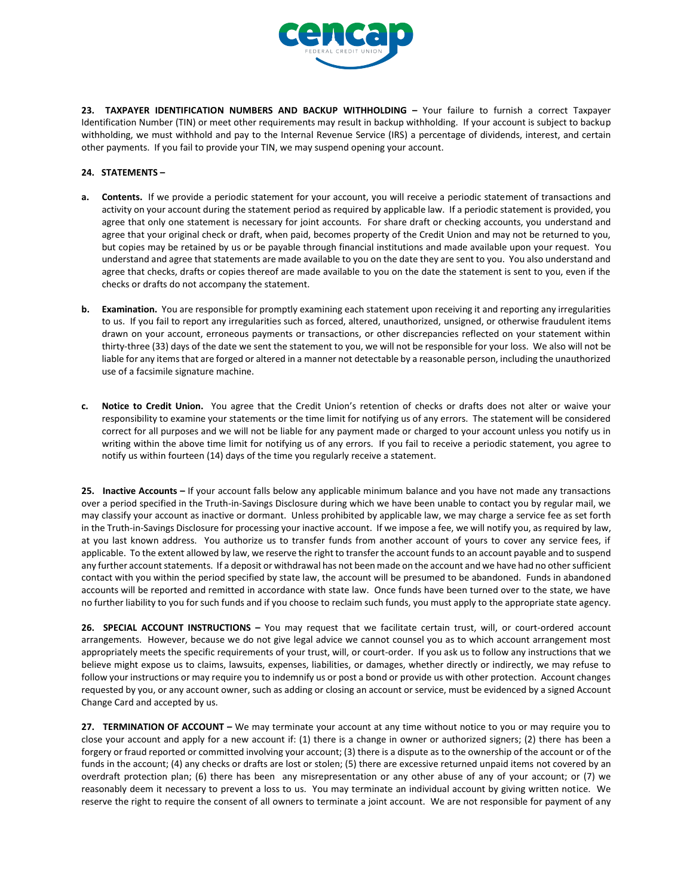**23. TAXPAYER IDENTIFICATION NUMBERS AND BACKUP WITHHOLDING –** Your failure to furnish a correct Taxpayer Identification Number (TIN) or meet other requirements may result in backup withholding. If your account is subject to backup withholding, we must withhold and pay to the Internal Revenue Service (IRS) a percentage of dividends, interest, and certain other payments. If you fail to provide your TIN, we may suspend opening your account.

**24. STATEMENTS –**

**a. Contents.** If we provide a periodic statement for your account, you will receive a periodic statement of transactions and activity on your account during the statement period as required by applicable law. If a periodic statement is provided, you agree that only one statement is necessary for joint accounts. For share draft or checking accounts, you understand and agree that your original check or draft, when paid, becomes property of the Credit Union and may not be returned to you, but copies may be retained by us or be payable through financial institutions and made available upon your request. You understand and agree that statements are made available to you on the date they are sent to you. You also understand and agree that checks, drafts or copies thereof are made available to you on the date the statement is sent to you, even if the checks or drafts do not accompany the statement.

**b. Examination.** You are responsible for promptly examining each statement upon receiving it and reporting any irregularities to us. If you fail to report any irregularities such as forced, altered, unauthorized, unsigned, or otherwise fraudulent items drawn on your account, erroneous payments or transactions, or other discrepancies reflected on your statement within thirty-three (33) days of the date we sent the statement to you, we will not be responsible for your loss. We also will not be liable for any items that are forged or altered in a manner not detectable by a reasonable person, including the unauthorized use of a facsimile signature machine.

**c. Notice to Credit Union.** You agree that the Credit Union's retention of checks or drafts does not alter or waive your responsibility to examine your statements or the time limit for notifying us of any errors. The statement will be considered correct for all purposes and we will not be liable for any payment made or charged to your account unless you notify us in writing within the above time limit for notifying us of any errors. If you fail to receive a periodic statement, you agree to notify us within fourteen (14) days of the time you regularly receive a statement.

**25. Inactive Accounts –** If your account falls below any applicable minimum balance and you have not made any transactions over a period specified in the Truth-in-Savings Disclosure during which we have been unable to contact you by regular mail, we may classify your account as inactive or dormant. Unless prohibited by applicable law, we may charge a service fee as set forth in the Truth-in-Savings Disclosure for processing your inactive account. If we impose a fee, we will notify you, as required by law, at you last known address. You authorize us to transfer funds from another account of yours to cover any service fees, if applicable. To the extent allowed by law, we reserve the right to transfer the account funds to an account payable and to suspend any further account statements. If a deposit or withdrawal has not been made on the account and we have had no other sufficient contact with you within the period specified by state law, the account will be presumed to be abandoned. Funds in abandoned accounts will be reported and remitted in accordance with state law. Once funds have been turned over to the state, we have no further liability to you for such funds and if you choose to reclaim such funds, you must apply to the appropriate state agency.

**26. SPECIAL ACCOUNT INSTRUCTIONS –** You may request that we facilitate certain trust, will, or court-ordered account arrangements. However, because we do not give legal advice we cannot counsel you as to which account arrangement most appropriately meets the specific requirements of your trust, will, or court-order. If you ask us to follow any instructions that we believe might expose us to claims, lawsuits, expenses, liabilities, or damages, whether directly or indirectly, we may refuse to follow your instructions or may require you to indemnify us or post a bond or provide us with other protection. Account changes requested by you, or any account owner, such as adding or closing an account or service, must be evidenced by a signed Account Change Card and accepted by us.

**27. TERMINATION OF ACCOUNT –** We may terminate your account at any time without notice to you or may require you to close your account and apply for a new account if: (1) there is a change in owner or authorized signers; (2) there has been a forgery or fraud reported or committed involving your account; (3) there is a dispute as to the ownership of the account or of the funds in the account; (4) any checks or drafts are lost or stolen; (5) there are excessive returned unpaid items not covered by an overdraft protection plan; (6) there has been any misrepresentation or any other abuse of any of your account; or (7) we reasonably deem it necessary to prevent a loss to us. You may terminate an individual account by giving written notice. We reserve the right to require the consent of all owners to terminate a joint account. We are not responsible for payment of any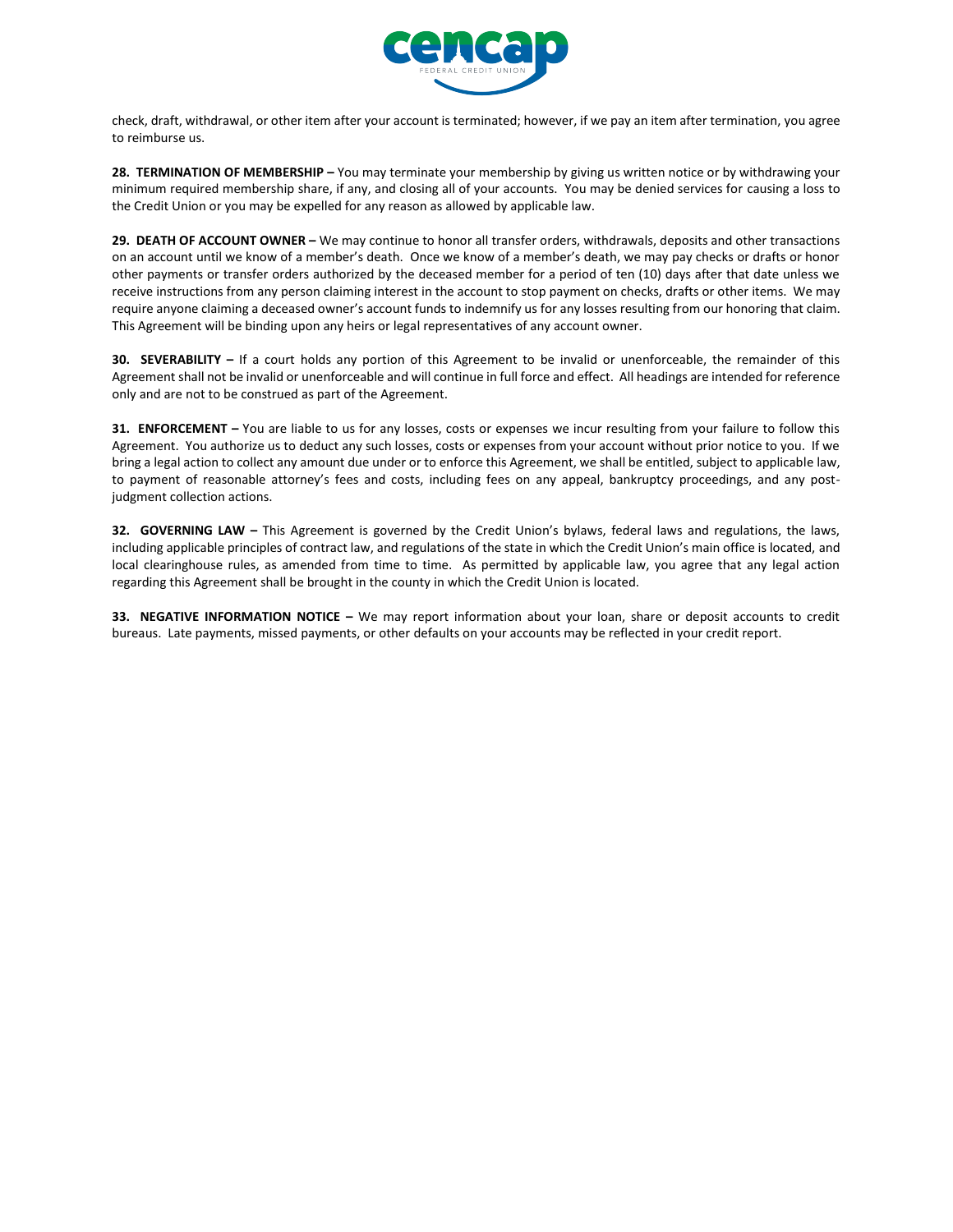check, draft, withdrawal, or other item after your account is terminated; however, if we pay an item after termination, you agree to reimburse us.

**28. TERMINATION OF MEMBERSHIP –** You may terminate your membership by giving us written notice or by withdrawing your minimum required membership share, if any, and closing all of your accounts. You may be denied services for causing a loss to the Credit Union or you may be expelled for any reason as allowed by applicable law.

**29. DEATH OF ACCOUNT OWNER –** We may continue to honor all transfer orders, withdrawals, deposits and other transactions on an account until we know of a member's death. Once we know of a member's death, we may pay checks or drafts or honor other payments or transfer orders authorized by the deceased member for a period of ten (10) days after that date unless we receive instructions from any person claiming interest in the account to stop payment on checks, drafts or other items. We may require anyone claiming a deceased owner's account funds to indemnify us for any losses resulting from our honoring that claim. This Agreement will be binding upon any heirs or legal representatives of any account owner.

**30. SEVERABILITY –** If a court holds any portion of this Agreement to be invalid or unenforceable, the remainder of this Agreement shall not be invalid or unenforceable and will continue in full force and effect. All headings are intended for reference only and are not to be construed as part of the Agreement.

**31. ENFORCEMENT –** You are liable to us for any losses, costs or expenses we incur resulting from your failure to follow this Agreement. You authorize us to deduct any such losses, costs or expenses from your account without prior notice to you. If we bring a legal action to collect any amount due under or to enforce this Agreement, we shall be entitled, subject to applicable law, to payment of reasonable attorney's fees and costs, including fees on any appeal, bankruptcy proceedings, and any post-judgment collection actions.

**32. GOVERNING LAW –** This Agreement is governed by the Credit Union's bylaws, federal laws and regulations, the laws, including applicable principles of contract law, and regulations of the state in which the Credit Union's main office is located, and local clearinghouse rules, as amended from time to time. As permitted by applicable law, you agree that any legal action regarding this Agreement shall be brought in the county in which the Credit Union is located.

**33. NEGATIVE INFORMATION NOTICE –** We may report information about your loan, share or deposit accounts to credit bureaus. Late payments, missed payments, or other defaults on your accounts may be reflected in your credit report.